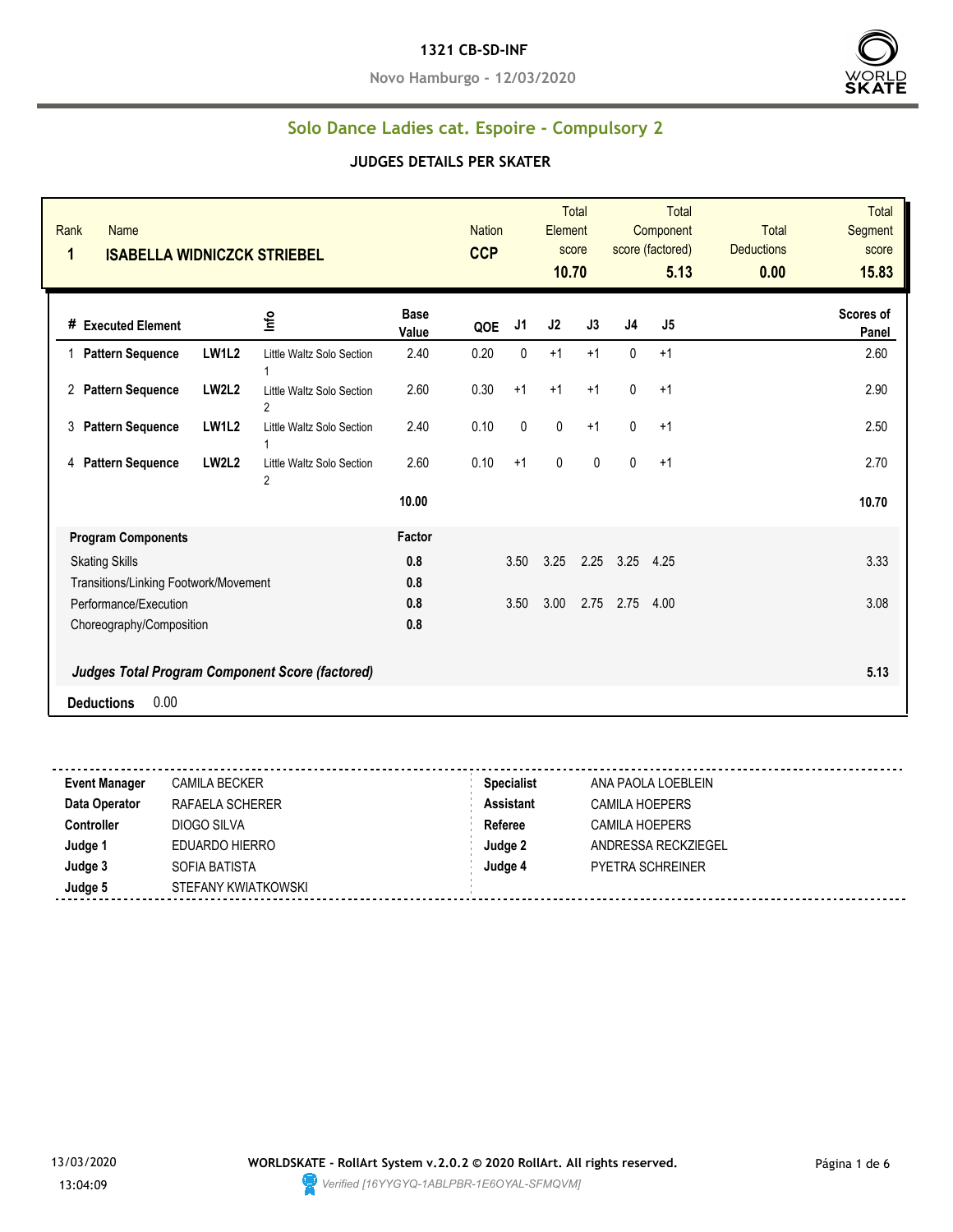# 1321 CB-SD-INF

**Novo Hamburgo - 12/03/2020**

## Solo Dance Ladies cat. Espoire - Compulsory 2

### JUDGES DETAILS PER SKATER

| Rank | Name | Nation | Total Element score | Total Component score (factored) | Total Deductions | Total Segment score |
|---|---|---|---|---|---|---|
| 1 | ISABELLA WIDNICZCK STRIEBEL | CCP | 10.70 | 5.13 | 0.00 | 15.83 |

| # | Executed Element | | Info | Base Value | QOE | J1 | J2 | J3 | J4 | J5 | Scores of Panel |
|---|---|---|---|---|---|---|---|---|---|---|---|
| 1 | Pattern Sequence | LW1L2 | Little Waltz Solo Section 1 | 2.40 | 0.20 | 0 | +1 | +1 | 0 | +1 | 2.60 |
| 2 | Pattern Sequence | LW2L2 | Little Waltz Solo Section 2 | 2.60 | 0.30 | +1 | +1 | +1 | 0 | +1 | 2.90 |
| 3 | Pattern Sequence | LW1L2 | Little Waltz Solo Section 1 | 2.40 | 0.10 | 0 | 0 | +1 | 0 | +1 | 2.50 |
| 4 | Pattern Sequence | LW2L2 | Little Waltz Solo Section 2 | 2.60 | 0.10 | +1 | 0 | 0 | 0 | +1 | 2.70 |
| | | | | 10.00 | | | | | | | 10.70 |

| Program Components | Factor | J1 | J2 | J3 | J4 | J5 | |
|---|---|---|---|---|---|---|---|
| Skating Skills | 0.8 | 3.50 | 3.25 | 2.25 | 3.25 | 4.25 | 3.33 |
| Transitions/Linking Footwork/Movement | 0.8 | | | | | | |
| Performance/Execution | 0.8 | 3.50 | 3.00 | 2.75 | 2.75 | 4.00 | 3.08 |
| Choreography/Composition | 0.8 | | | | | | |
| ***Judges Total Program Component Score (factored)*** | | | | | | | 5.13 |

**Deductions** 0.00

| | | | |
|---|---|---|---|
| **Event Manager** | CAMILA BECKER | **Specialist** | ANA PAOLA LOEBLEIN |
| **Data Operator** | RAFAELA SCHERER | **Assistant** | CAMILA HOEPERS |
| **Controller** | DIOGO SILVA | **Referee** | CAMILA HOEPERS |
| **Judge 1** | EDUARDO HIERRO | **Judge 2** | ANDRESSA RECKZIEGEL |
| **Judge 3** | SOFIA BATISTA | **Judge 4** | PYETRA SCHREINER |
| **Judge 5** | STEFANY KWIATKOWSKI | | |

13/03/2020 13:04:09

**WORLDSKATE - RollArt System v.2.0.2 © 2020 RollArt. All rights reserved.**

*Verified [16YYGYQ-1ABLPBR-1E6OYAL-SFMQVM]*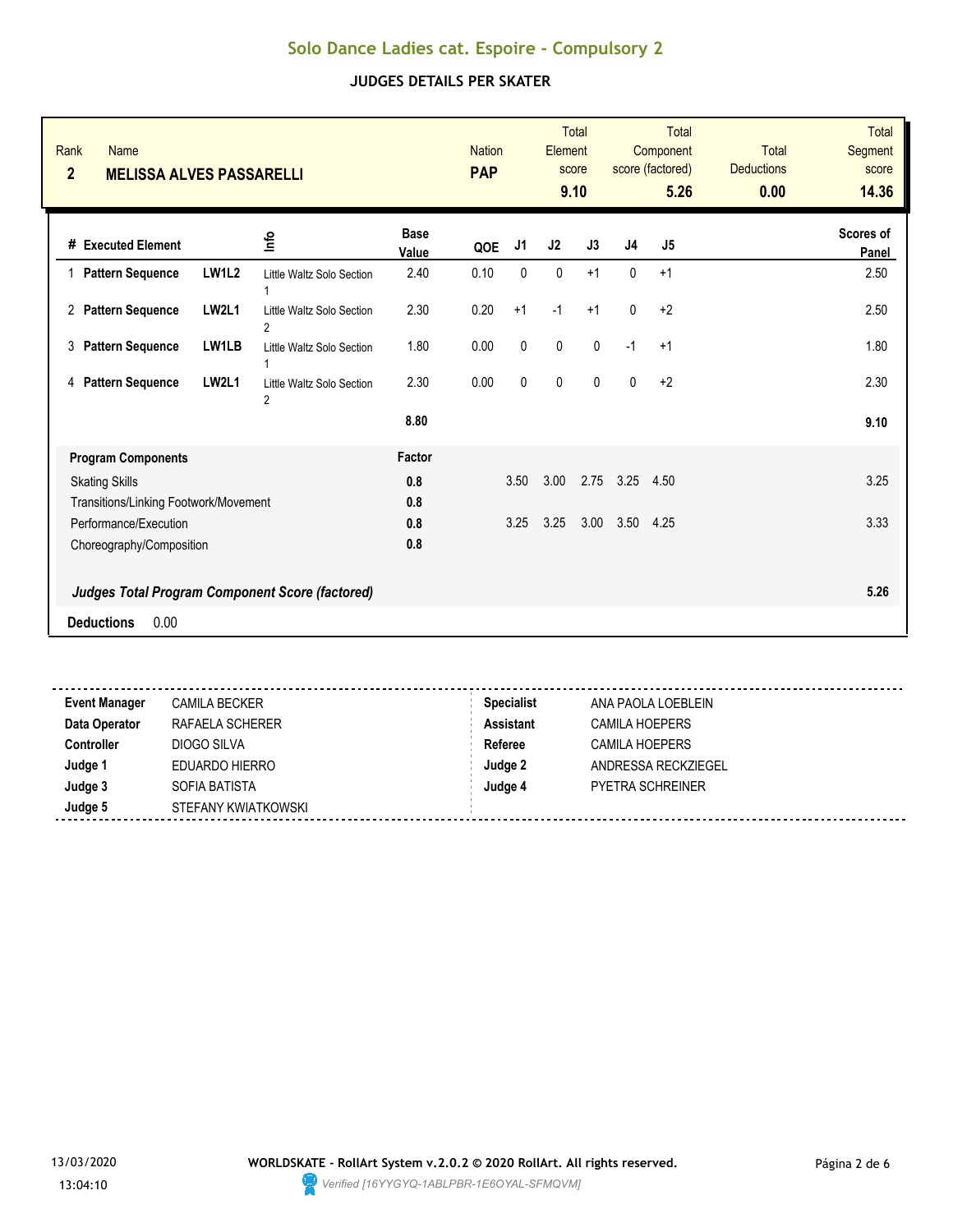# Solo Dance Ladies cat. Espoire - Compulsory 2

## JUDGES DETAILS PER SKATER

| Rank | Name | Nation | Total Element score | Total Component score (factored) | Total Deductions | Total Segment score |
|---|---|---|---|---|---|---|
| 2 | **MELISSA ALVES PASSARELLI** | **PAP** | **9.10** | **5.26** | **0.00** | **14.36** |

| # | Executed Element | | Info | Base Value | QOE | J1 | J2 | J3 | J4 | J5 | Scores of Panel |
|---|---|---|---|---|---|---|---|---|---|---|---|
| 1 | **Pattern Sequence** | **LW1L2** | Little Waltz Solo Section 1 | 2.40 | 0.10 | 0 | 0 | +1 | 0 | +1 | 2.50 |
| 2 | **Pattern Sequence** | **LW2L1** | Little Waltz Solo Section 2 | 2.30 | 0.20 | +1 | -1 | +1 | 0 | +2 | 2.50 |
| 3 | **Pattern Sequence** | **LW1LB** | Little Waltz Solo Section 1 | 1.80 | 0.00 | 0 | 0 | 0 | -1 | +1 | 1.80 |
| 4 | **Pattern Sequence** | **LW2L1** | Little Waltz Solo Section 2 | 2.30 | 0.00 | 0 | 0 | 0 | 0 | +2 | 2.30 |
| | | | | **8.80** | | | | | | | **9.10** |

| **Program Components** | **Factor** | J1 | J2 | J3 | J4 | J5 | |
|---|---|---|---|---|---|---|---|
| Skating Skills | **0.8** | 3.50 | 3.00 | 2.75 | 3.25 | 4.50 | 3.25 |
| Transitions/Linking Footwork/Movement | **0.8** | | | | | | |
| Performance/Execution | **0.8** | 3.25 | 3.25 | 3.00 | 3.50 | 4.25 | 3.33 |
| Choreography/Composition | **0.8** | | | | | | |
| ***Judges Total Program Component Score (factored)*** | | | | | | | **5.26** |

**Deductions** 0.00

| | | | |
|---|---|---|---|
| **Event Manager** | CAMILA BECKER | **Specialist** | ANA PAOLA LOEBLEIN |
| **Data Operator** | RAFAELA SCHERER | **Assistant** | CAMILA HOEPERS |
| **Controller** | DIOGO SILVA | **Referee** | CAMILA HOEPERS |
| **Judge 1** | EDUARDO HIERRO | **Judge 2** | ANDRESSA RECKZIEGEL |
| **Judge 3** | SOFIA BATISTA | **Judge 4** | PYETRA SCHREINER |
| **Judge 5** | STEFANY KWIATKOWSKI | | |

13/03/2020 13:04:10

**WORLDSKATE - RollArt System v.2.0.2 © 2020 RollArt. All rights reserved.**

*Verified [16YYGYQ-1ABLPBR-1E6OYAL-SFMQVM]*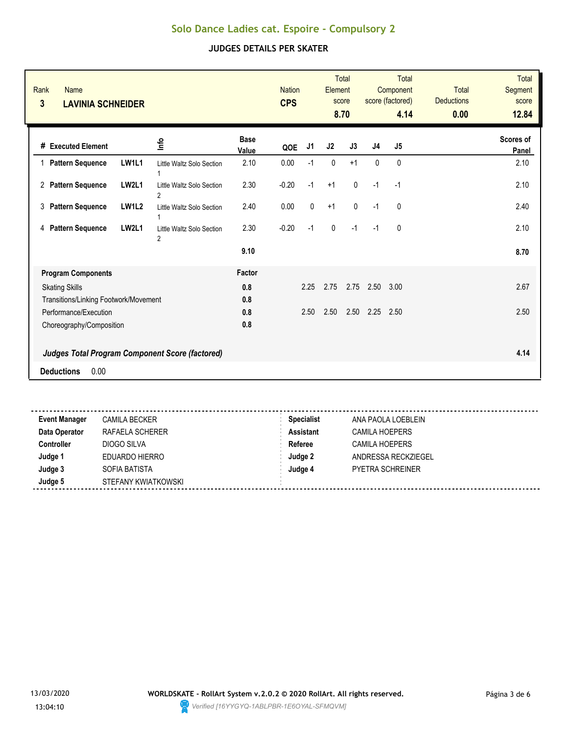# Solo Dance Ladies cat. Espoire - Compulsory 2

## JUDGES DETAILS PER SKATER

| Rank | Name | Nation | Total Element score | Total Component score (factored) | Total Deductions | Total Segment score |
|---|---|---|---|---|---|---|
| 3 | **LAVINIA SCHNEIDER** | **CPS** | **8.70** | **4.14** | **0.00** | **12.84** |

| # | Executed Element | | Info | Base Value | QOE | J1 | J2 | J3 | J4 | J5 | Scores of Panel |
|---|---|---|---|---|---|---|---|---|---|---|---|
| 1 | **Pattern Sequence** | **LW1L1** | Little Waltz Solo Section 1 | 2.10 | 0.00 | -1 | 0 | +1 | 0 | 0 | 2.10 |
| 2 | **Pattern Sequence** | **LW2L1** | Little Waltz Solo Section 2 | 2.30 | -0.20 | -1 | +1 | 0 | -1 | -1 | 2.10 |
| 3 | **Pattern Sequence** | **LW1L2** | Little Waltz Solo Section 1 | 2.40 | 0.00 | 0 | +1 | 0 | -1 | 0 | 2.40 |
| 4 | **Pattern Sequence** | **LW2L1** | Little Waltz Solo Section 2 | 2.30 | -0.20 | -1 | 0 | -1 | -1 | 0 | 2.10 |
| | | | | **9.10** | | | | | | | **8.70** |

| **Program Components** | **Factor** | J1 | J2 | J3 | J4 | J5 | |
|---|---|---|---|---|---|---|---|
| Skating Skills | **0.8** | 2.25 | 2.75 | 2.75 | 2.50 | 3.00 | 2.67 |
| Transitions/Linking Footwork/Movement | **0.8** | | | | | | |
| Performance/Execution | **0.8** | 2.50 | 2.50 | 2.50 | 2.25 | 2.50 | 2.50 |
| Choreography/Composition | **0.8** | | | | | | |

***Judges Total Program Component Score (factored)*** **4.14**

**Deductions** 0.00

| | | | |
|---|---|---|---|
| **Event Manager** | CAMILA BECKER | **Specialist** | ANA PAOLA LOEBLEIN |
| **Data Operator** | RAFAELA SCHERER | **Assistant** | CAMILA HOEPERS |
| **Controller** | DIOGO SILVA | **Referee** | CAMILA HOEPERS |
| **Judge 1** | EDUARDO HIERRO | **Judge 2** | ANDRESSA RECKZIEGEL |
| **Judge 3** | SOFIA BATISTA | **Judge 4** | PYETRA SCHREINER |
| **Judge 5** | STEFANY KWIATKOWSKI | | |

13/03/2020 13:04:10

**WORLDSKATE - RollArt System v.2.0.2 © 2020 RollArt. All rights reserved.**

*Verified [16YYGYQ-1ABLPBR-1E6OYAL-SFMQVM]*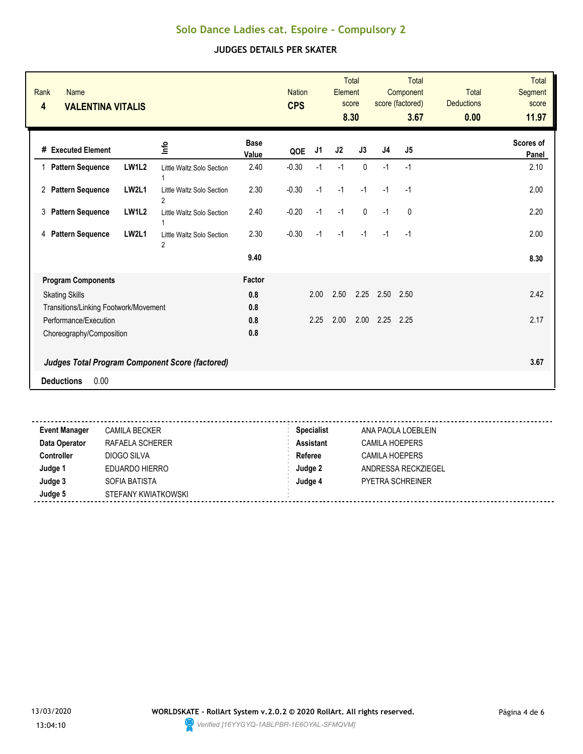# Solo Dance Ladies cat. Espoire - Compulsory 2

## JUDGES DETAILS PER SKATER

| Rank | Name | Nation | Total Element score | Total Component score (factored) | Total Deductions | Total Segment score |
|---|---|---|---|---|---|---|
| 4 | **VALENTINA VITALIS** | **CPS** | **8.30** | **3.67** | **0.00** | **11.97** |

| # | Executed Element | | Info | Base Value | QOE | J1 | J2 | J3 | J4 | J5 | Scores of Panel |
|---|---|---|---|---|---|---|---|---|---|---|---|
| 1 | **Pattern Sequence** | **LW1L2** | Little Waltz Solo Section 1 | 2.40 | -0.30 | -1 | -1 | 0 | -1 | -1 | 2.10 |
| 2 | **Pattern Sequence** | **LW2L1** | Little Waltz Solo Section 2 | 2.30 | -0.30 | -1 | -1 | -1 | -1 | -1 | 2.00 |
| 3 | **Pattern Sequence** | **LW1L2** | Little Waltz Solo Section 1 | 2.40 | -0.20 | -1 | -1 | 0 | -1 | 0 | 2.20 |
| 4 | **Pattern Sequence** | **LW2L1** | Little Waltz Solo Section 2 | 2.30 | -0.30 | -1 | -1 | -1 | -1 | -1 | 2.00 |
| | | | | **9.40** | | | | | | | **8.30** |

| **Program Components** | **Factor** | J1 | J2 | J3 | J4 | J5 | |
|---|---|---|---|---|---|---|---|
| Skating Skills | **0.8** | 2.00 | 2.50 | 2.25 | 2.50 | 2.50 | 2.42 |
| Transitions/Linking Footwork/Movement | **0.8** | | | | | | |
| Performance/Execution | **0.8** | 2.25 | 2.00 | 2.00 | 2.25 | 2.25 | 2.17 |
| Choreography/Composition | **0.8** | | | | | | |
| ***Judges Total Program Component Score (factored)*** | | | | | | | **3.67** |

**Deductions** 0.00

| | | | |
|---|---|---|---|
| **Event Manager** | CAMILA BECKER | **Specialist** | ANA PAOLA LOEBLEIN |
| **Data Operator** | RAFAELA SCHERER | **Assistant** | CAMILA HOEPERS |
| **Controller** | DIOGO SILVA | **Referee** | CAMILA HOEPERS |
| **Judge 1** | EDUARDO HIERRO | **Judge 2** | ANDRESSA RECKZIEGEL |
| **Judge 3** | SOFIA BATISTA | **Judge 4** | PYETRA SCHREINER |
| **Judge 5** | STEFANY KWIATKOWSKI | | |

13/03/2020
13:04:10

**WORLDSKATE - RollArt System v.2.0.2 © 2020 RollArt. All rights reserved.**

*Verified [16YYGYQ-1ABLPBR-1E6OYAL-SFMQVM]*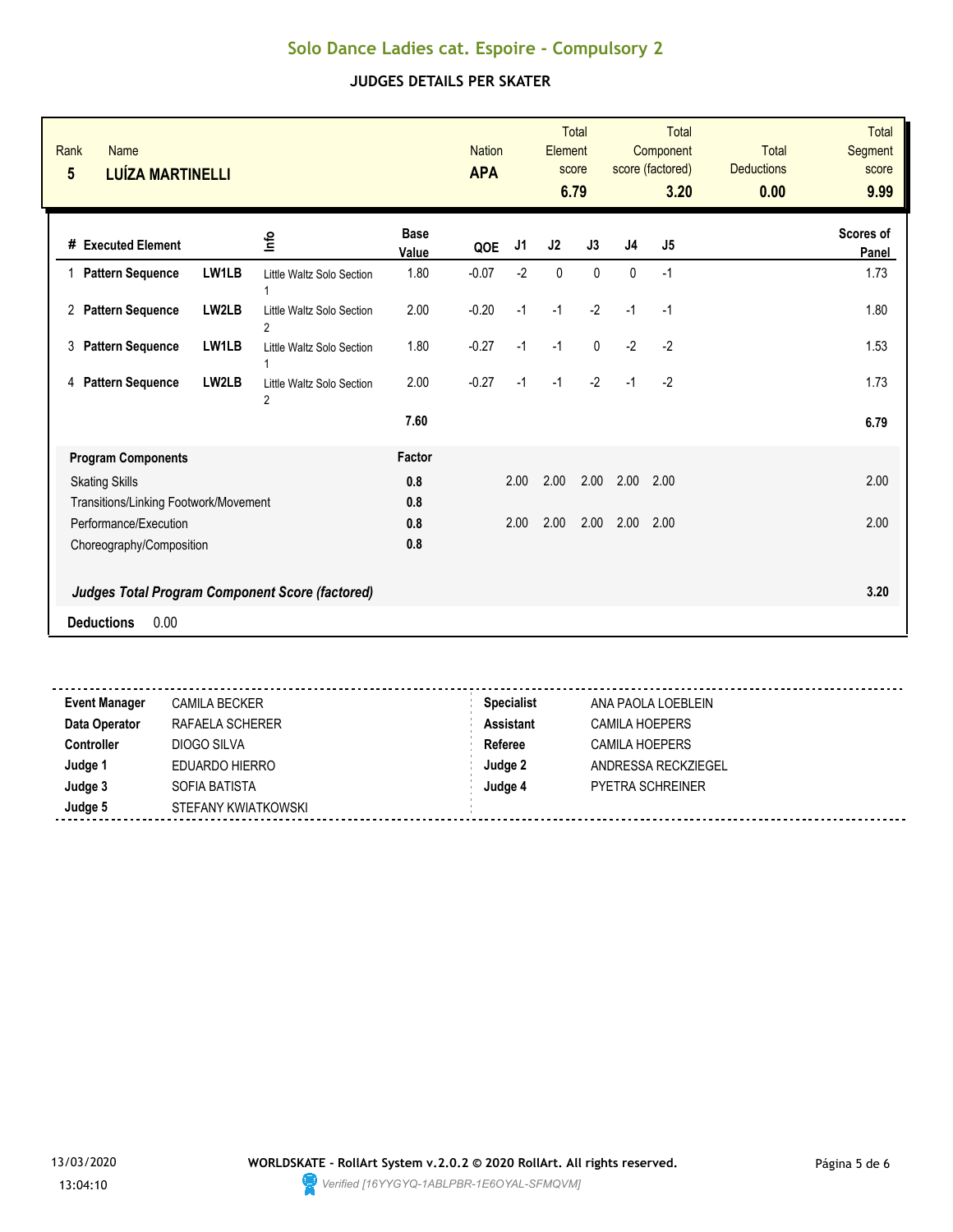# Solo Dance Ladies cat. Espoire - Compulsory 2

## JUDGES DETAILS PER SKATER

| Rank | Name | Nation | Total Element score | Total Component score (factored) | Total Deductions | Total Segment score |
|---|---|---|---|---|---|---|
| 5 | **LUÍZA MARTINELLI** | **APA** | **6.79** | **3.20** | **0.00** | **9.99** |

| # | Executed Element | | Info | Base Value | QOE | J1 | J2 | J3 | J4 | J5 | Scores of Panel |
|---|---|---|---|---|---|---|---|---|---|---|---|
| 1 | **Pattern Sequence** | **LW1LB** | Little Waltz Solo Section 1 | 1.80 | -0.07 | -2 | 0 | 0 | 0 | -1 | 1.73 |
| 2 | **Pattern Sequence** | **LW2LB** | Little Waltz Solo Section 2 | 2.00 | -0.20 | -1 | -1 | -2 | -1 | -1 | 1.80 |
| 3 | **Pattern Sequence** | **LW1LB** | Little Waltz Solo Section 1 | 1.80 | -0.27 | -1 | -1 | 0 | -2 | -2 | 1.53 |
| 4 | **Pattern Sequence** | **LW2LB** | Little Waltz Solo Section 2 | 2.00 | -0.27 | -1 | -1 | -2 | -1 | -2 | 1.73 |
| | | | | **7.60** | | | | | | | **6.79** |

| **Program Components** | **Factor** | J1 | J2 | J3 | J4 | J5 | |
|---|---|---|---|---|---|---|---|
| Skating Skills | **0.8** | 2.00 | 2.00 | 2.00 | 2.00 | 2.00 | 2.00 |
| Transitions/Linking Footwork/Movement | **0.8** | | | | | | |
| Performance/Execution | **0.8** | 2.00 | 2.00 | 2.00 | 2.00 | 2.00 | 2.00 |
| Choreography/Composition | **0.8** | | | | | | |
| ***Judges Total Program Component Score (factored)*** | | | | | | | **3.20** |

**Deductions** 0.00

| | | | |
|---|---|---|---|
| **Event Manager** | CAMILA BECKER | **Specialist** | ANA PAOLA LOEBLEIN |
| **Data Operator** | RAFAELA SCHERER | **Assistant** | CAMILA HOEPERS |
| **Controller** | DIOGO SILVA | **Referee** | CAMILA HOEPERS |
| **Judge 1** | EDUARDO HIERRO | **Judge 2** | ANDRESSA RECKZIEGEL |
| **Judge 3** | SOFIA BATISTA | **Judge 4** | PYETRA SCHREINER |
| **Judge 5** | STEFANY KWIATKOWSKI | | |

13/03/2020 13:04:10

**WORLDSKATE - RollArt System v.2.0.2 © 2020 RollArt. All rights reserved.**

*Verified [16YYGYQ-1ABLPBR-1E6OYAL-SFMQVM]*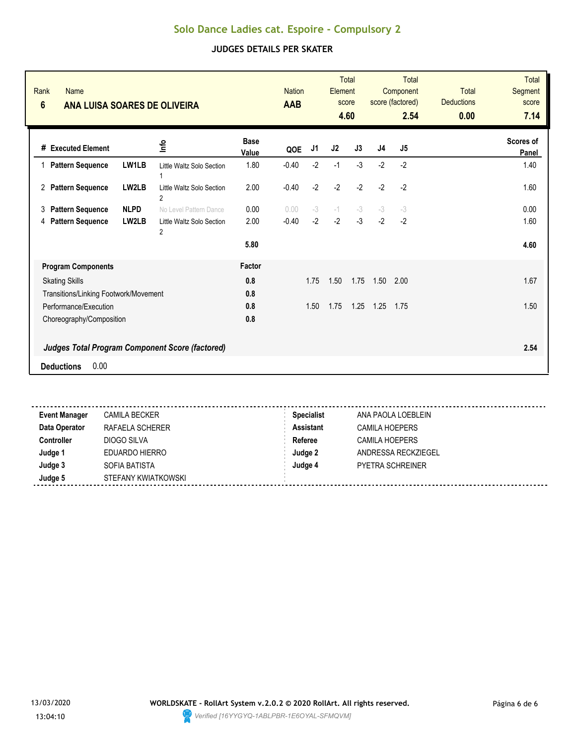# Solo Dance Ladies cat. Espoire - Compulsory 2

## JUDGES DETAILS PER SKATER

| Rank | Name | Nation | Total Element score | Total Component score (factored) | Total Deductions | Total Segment score |
|---|---|---|---|---|---|---|
| 6 | ANA LUISA SOARES DE OLIVEIRA | AAB | 4.60 | 2.54 | 0.00 | 7.14 |

| # | Executed Element | | Info | Base Value | QOE | J1 | J2 | J3 | J4 | J5 | Scores of Panel |
|---|---|---|---|---|---|---|---|---|---|---|---|
| 1 | Pattern Sequence | LW1LB | Little Waltz Solo Section 1 | 1.80 | -0.40 | -2 | -1 | -3 | -2 | -2 | 1.40 |
| 2 | Pattern Sequence | LW2LB | Little Waltz Solo Section 2 | 2.00 | -0.40 | -2 | -2 | -2 | -2 | -2 | 1.60 |
| 3 | Pattern Sequence | NLPD | No Level Pattern Dance | 0.00 | 0.00 | -3 | -1 | -3 | -3 | -3 | 0.00 |
| 4 | Pattern Sequence | LW2LB | Little Waltz Solo Section 2 | 2.00 | -0.40 | -2 | -2 | -3 | -2 | -2 | 1.60 |
| | | | | 5.80 | | | | | | | 4.60 |

| Program Components | Factor | J1 | J2 | J3 | J4 | J5 | |
|---|---|---|---|---|---|---|---|
| Skating Skills | 0.8 | 1.75 | 1.50 | 1.75 | 1.50 | 2.00 | 1.67 |
| Transitions/Linking Footwork/Movement | 0.8 | | | | | | |
| Performance/Execution | 0.8 | 1.50 | 1.75 | 1.25 | 1.25 | 1.75 | 1.50 |
| Choreography/Composition | 0.8 | | | | | | |

***Judges Total Program Component Score (factored)*** **2.54**

**Deductions** 0.00

| | | | |
|---|---|---|---|
| **Event Manager** | CAMILA BECKER | **Specialist** | ANA PAOLA LOEBLEIN |
| **Data Operator** | RAFAELA SCHERER | **Assistant** | CAMILA HOEPERS |
| **Controller** | DIOGO SILVA | **Referee** | CAMILA HOEPERS |
| **Judge 1** | EDUARDO HIERRO | **Judge 2** | ANDRESSA RECKZIEGEL |
| **Judge 3** | SOFIA BATISTA | **Judge 4** | PYETRA SCHREINER |
| **Judge 5** | STEFANY KWIATKOWSKI | | |

13/03/2020 13:04:10

**WORLDSKATE - RollArt System v.2.0.2 © 2020 RollArt. All rights reserved.**

*Verified [16YYGYQ-1ABLPBR-1E6OYAL-SFMQVM]*